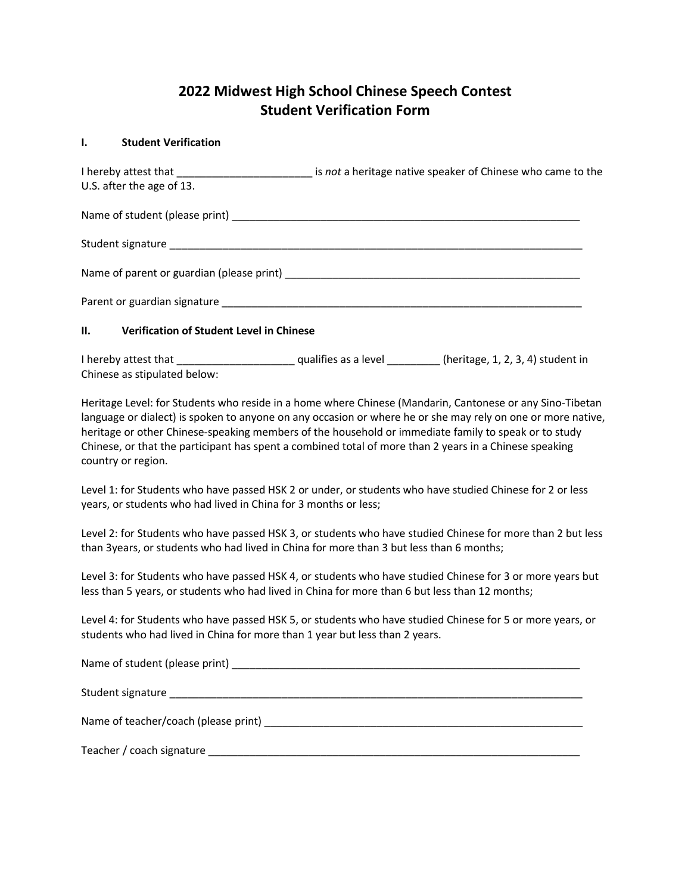# 2022 Midwest High School Chinese Speech Contest
# Student Verification Form

## I. Student Verification

I hereby attest that ______________________ is *not* a heritage native speaker of Chinese who came to the U.S. after the age of 13.

Name of student (please print) ____________________________________________________________

Student signature _______________________________________________________________________

Name of parent or guardian (please print) ____________________________________________________

Parent or guardian signature ______________________________________________________________

## II. Verification of Student Level in Chinese

I hereby attest that ___________________ qualifies as a level _________ (heritage, 1, 2, 3, 4) student in Chinese as stipulated below:

Heritage Level: for Students who reside in a home where Chinese (Mandarin, Cantonese or any Sino-Tibetan language or dialect) is spoken to anyone on any occasion or where he or she may rely on one or more native, heritage or other Chinese-speaking members of the household or immediate family to speak or to study Chinese, or that the participant has spent a combined total of more than 2 years in a Chinese speaking country or region.

Level 1: for Students who have passed HSK 2 or under, or students who have studied Chinese for 2 or less years, or students who had lived in China for 3 months or less;

Level 2: for Students who have passed HSK 3, or students who have studied Chinese for more than 2 but less than 3years, or students who had lived in China for more than 3 but less than 6 months;

Level 3: for Students who have passed HSK 4, or students who have studied Chinese for 3 or more years but less than 5 years, or students who had lived in China for more than 6 but less than 12 months;

Level 4: for Students who have passed HSK 5, or students who have studied Chinese for 5 or more years, or students who had lived in China for more than 1 year but less than 2 years.

Name of student (please print) ____________________________________________________________

Student signature _______________________________________________________________________

Name of teacher/coach (please print) ________________________________________________________

Teacher / coach signature _________________________________________________________________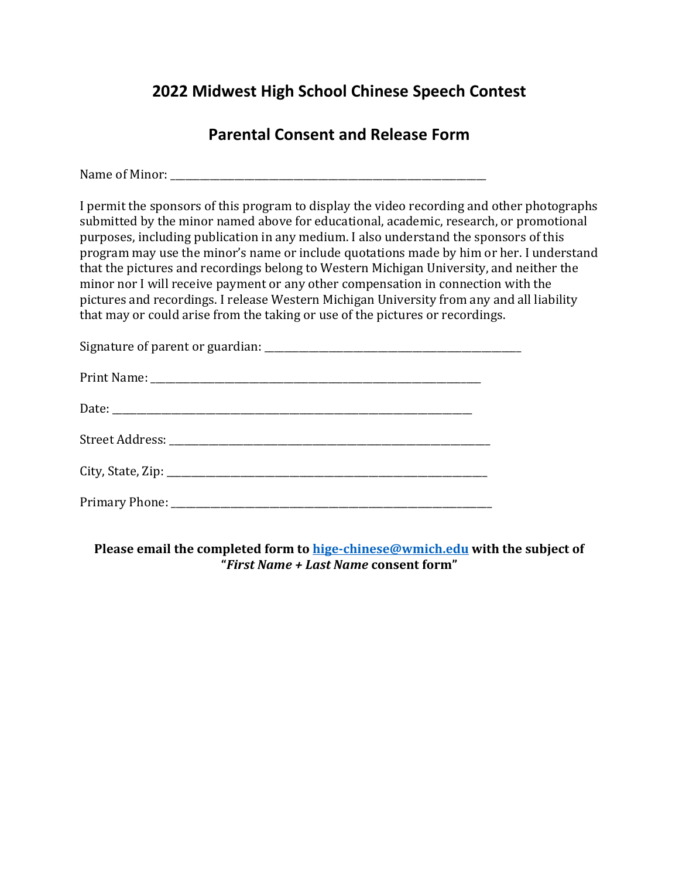# 2022 Midwest High School Chinese Speech Contest

## Parental Consent and Release Form

Name of Minor: ___________________________________________________________

I permit the sponsors of this program to display the video recording and other photographs submitted by the minor named above for educational, academic, research, or promotional purposes, including publication in any medium. I also understand the sponsors of this program may use the minor's name or include quotations made by him or her. I understand that the pictures and recordings belong to Western Michigan University, and neither the minor nor I will receive payment or any other compensation in connection with the pictures and recordings. I release Western Michigan University from any and all liability that may or could arise from the taking or use of the pictures or recordings.

Signature of parent or guardian: ___________________________________________________

Print Name: ___________________________________________________________

Date: ___________________________________________________________

Street Address: ___________________________________________________________

City, State, Zip: ___________________________________________________________

Primary Phone: ___________________________________________________________

**Please email the completed form to [hige-chinese@wmich.edu](mailto:hige-chinese@wmich.edu) with the subject of "*First Name + Last Name* consent form"**